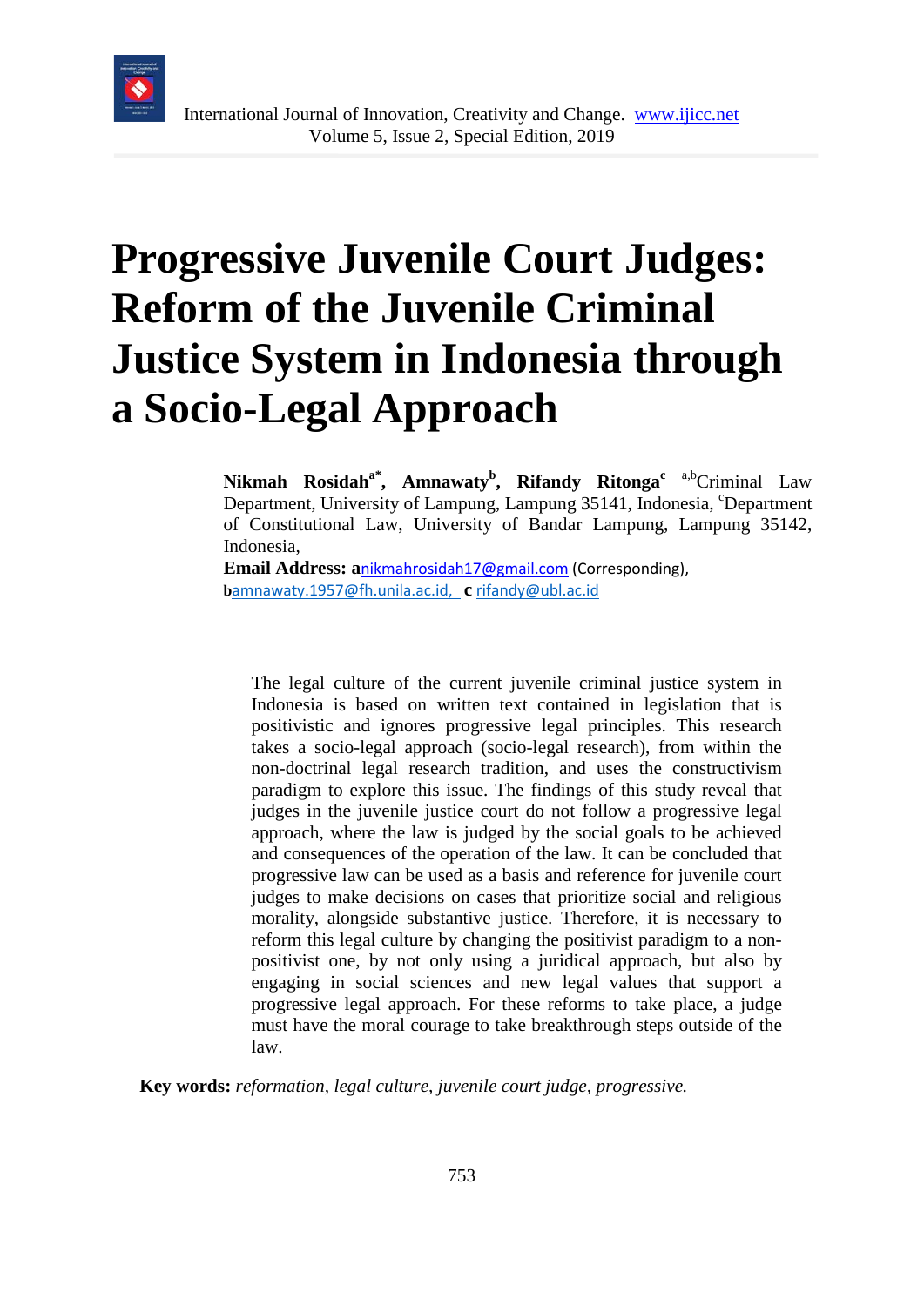# Progressive Juvenile Court Judges: Reform of the Juvenile Criminal Justice System in Indonesia through a Socio-Legal Approach

**Nikmah Rosidah[a*], Amnawaty[b], Rifandy Ritonga[c]** [a,b]Criminal Law Department, University of Lampung, Lampung 35141, Indonesia, [c]Department of Constitutional Law, University of Bandar Lampung, Lampung 35142, Indonesia,

**Email Address: a**nikmahrosidah17@gmail.com (Corresponding), **b**amnawaty.1957@fh.unila.ac.id, **c** rifandy@ubl.ac.id

The legal culture of the current juvenile criminal justice system in Indonesia is based on written text contained in legislation that is positivistic and ignores progressive legal principles. This research takes a socio-legal approach (socio-legal research), from within the non-doctrinal legal research tradition, and uses the constructivism paradigm to explore this issue. The findings of this study reveal that judges in the juvenile justice court do not follow a progressive legal approach, where the law is judged by the social goals to be achieved and consequences of the operation of the law. It can be concluded that progressive law can be used as a basis and reference for juvenile court judges to make decisions on cases that prioritize social and religious morality, alongside substantive justice. Therefore, it is necessary to reform this legal culture by changing the positivist paradigm to a non-positivist one, by not only using a juridical approach, but also by engaging in social sciences and new legal values that support a progressive legal approach. For these reforms to take place, a judge must have the moral courage to take breakthrough steps outside of the law.

**Key words:** *reformation, legal culture, juvenile court judge, progressive.*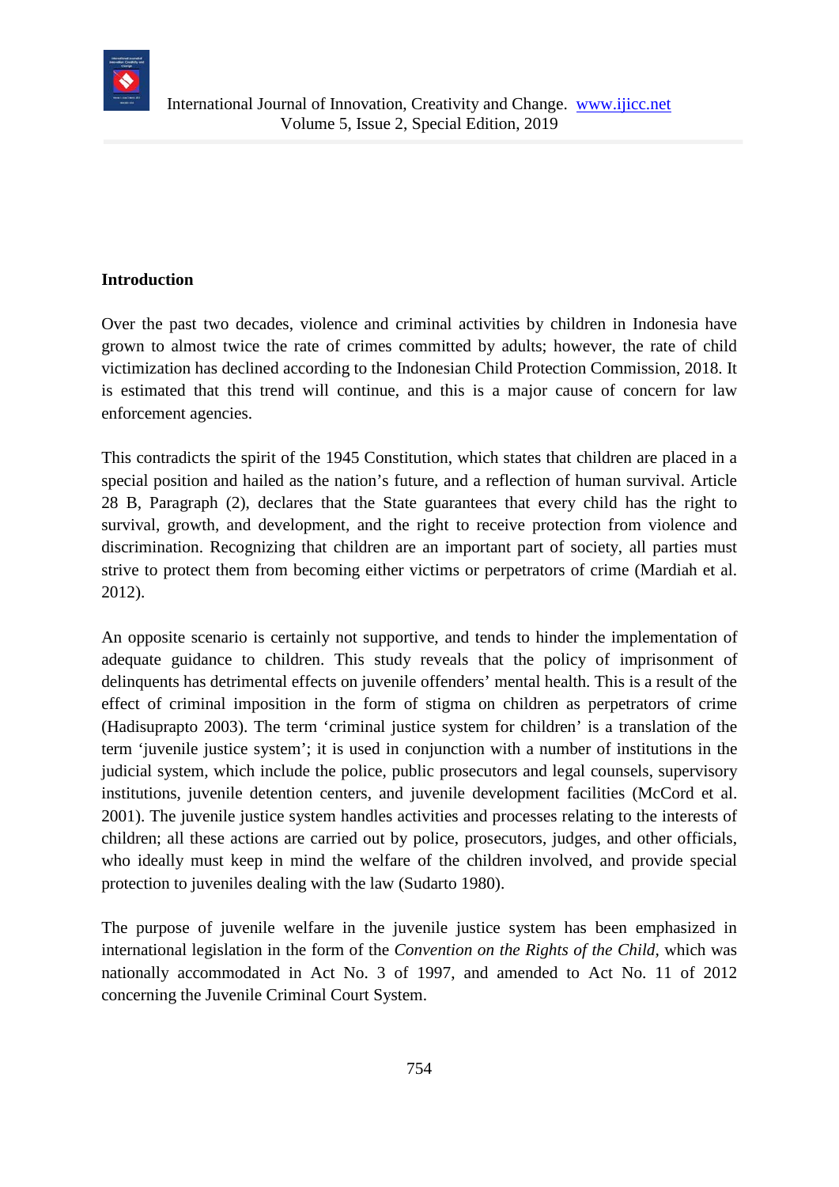## Introduction

Over the past two decades, violence and criminal activities by children in Indonesia have grown to almost twice the rate of crimes committed by adults; however, the rate of child victimization has declined according to the Indonesian Child Protection Commission, 2018. It is estimated that this trend will continue, and this is a major cause of concern for law enforcement agencies.

This contradicts the spirit of the 1945 Constitution, which states that children are placed in a special position and hailed as the nation's future, and a reflection of human survival. Article 28 B, Paragraph (2), declares that the State guarantees that every child has the right to survival, growth, and development, and the right to receive protection from violence and discrimination. Recognizing that children are an important part of society, all parties must strive to protect them from becoming either victims or perpetrators of crime (Mardiah et al. 2012).

An opposite scenario is certainly not supportive, and tends to hinder the implementation of adequate guidance to children. This study reveals that the policy of imprisonment of delinquents has detrimental effects on juvenile offenders' mental health. This is a result of the effect of criminal imposition in the form of stigma on children as perpetrators of crime (Hadisuprapto 2003). The term 'criminal justice system for children' is a translation of the term 'juvenile justice system'; it is used in conjunction with a number of institutions in the judicial system, which include the police, public prosecutors and legal counsels, supervisory institutions, juvenile detention centers, and juvenile development facilities (McCord et al. 2001). The juvenile justice system handles activities and processes relating to the interests of children; all these actions are carried out by police, prosecutors, judges, and other officials, who ideally must keep in mind the welfare of the children involved, and provide special protection to juveniles dealing with the law (Sudarto 1980).

The purpose of juvenile welfare in the juvenile justice system has been emphasized in international legislation in the form of the *Convention on the Rights of the Child,* which was nationally accommodated in Act No. 3 of 1997, and amended to Act No. 11 of 2012 concerning the Juvenile Criminal Court System.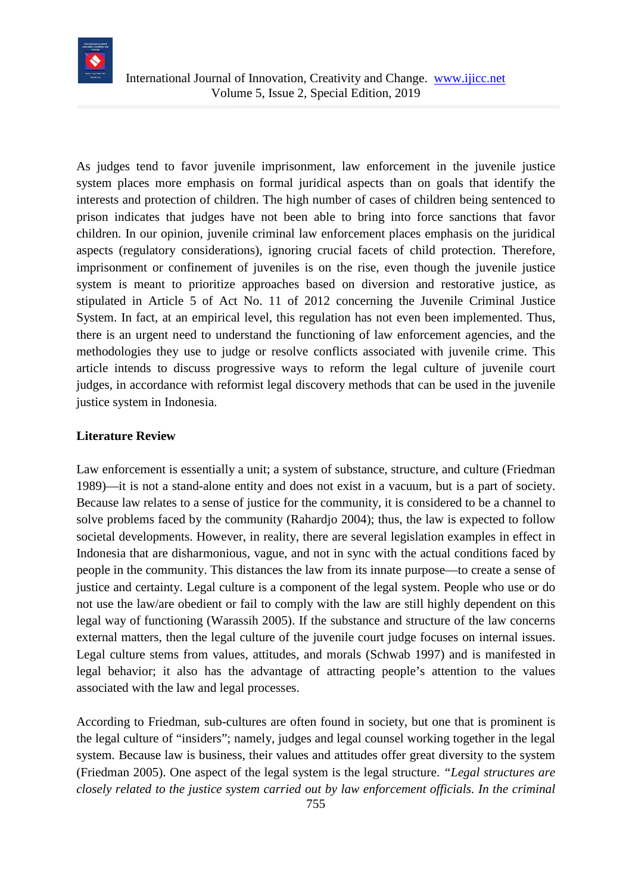As judges tend to favor juvenile imprisonment, law enforcement in the juvenile justice system places more emphasis on formal juridical aspects than on goals that identify the interests and protection of children. The high number of cases of children being sentenced to prison indicates that judges have not been able to bring into force sanctions that favor children. In our opinion, juvenile criminal law enforcement places emphasis on the juridical aspects (regulatory considerations), ignoring crucial facets of child protection. Therefore, imprisonment or confinement of juveniles is on the rise, even though the juvenile justice system is meant to prioritize approaches based on diversion and restorative justice, as stipulated in Article 5 of Act No. 11 of 2012 concerning the Juvenile Criminal Justice System. In fact, at an empirical level, this regulation has not even been implemented. Thus, there is an urgent need to understand the functioning of law enforcement agencies, and the methodologies they use to judge or resolve conflicts associated with juvenile crime. This article intends to discuss progressive ways to reform the legal culture of juvenile court judges, in accordance with reformist legal discovery methods that can be used in the juvenile justice system in Indonesia.

**Literature Review**

Law enforcement is essentially a unit; a system of substance, structure, and culture (Friedman 1989)—it is not a stand-alone entity and does not exist in a vacuum, but is a part of society. Because law relates to a sense of justice for the community, it is considered to be a channel to solve problems faced by the community (Rahardjo 2004); thus, the law is expected to follow societal developments. However, in reality, there are several legislation examples in effect in Indonesia that are disharmonious, vague, and not in sync with the actual conditions faced by people in the community. This distances the law from its innate purpose—to create a sense of justice and certainty. Legal culture is a component of the legal system. People who use or do not use the law/are obedient or fail to comply with the law are still highly dependent on this legal way of functioning (Warassih 2005). If the substance and structure of the law concerns external matters, then the legal culture of the juvenile court judge focuses on internal issues. Legal culture stems from values, attitudes, and morals (Schwab 1997) and is manifested in legal behavior; it also has the advantage of attracting people's attention to the values associated with the law and legal processes.

According to Friedman, sub-cultures are often found in society, but one that is prominent is the legal culture of "insiders"; namely, judges and legal counsel working together in the legal system. Because law is business, their values and attitudes offer great diversity to the system (Friedman 2005). One aspect of the legal system is the legal structure. *"Legal structures are closely related to the justice system carried out by law enforcement officials. In the criminal*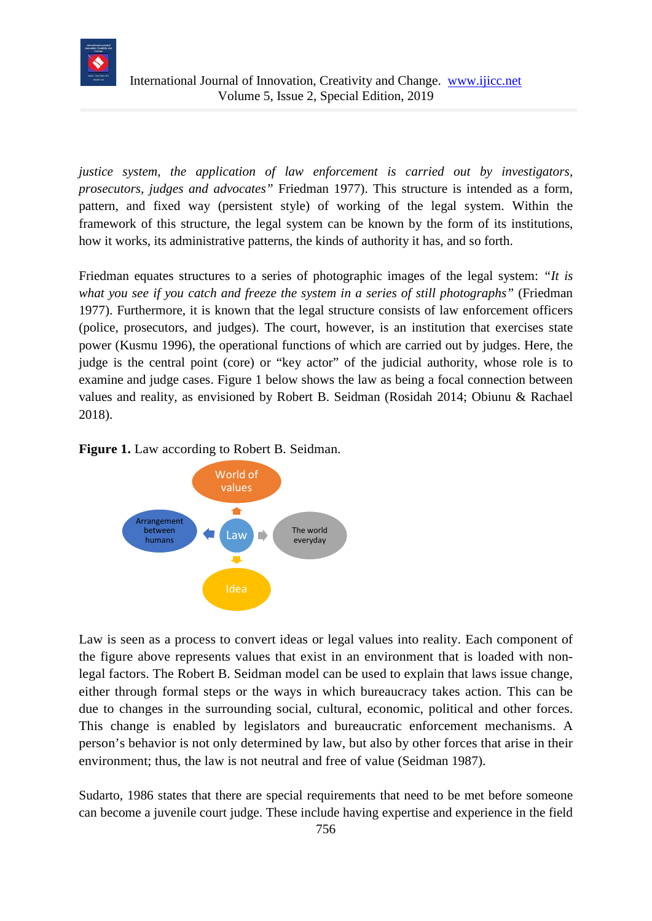*justice system, the application of law enforcement is carried out by investigators, prosecutors, judges and advocates"* Friedman 1977). This structure is intended as a form, pattern, and fixed way (persistent style) of working of the legal system. Within the framework of this structure, the legal system can be known by the form of its institutions, how it works, its administrative patterns, the kinds of authority it has, and so forth.

Friedman equates structures to a series of photographic images of the legal system: *"It is what you see if you catch and freeze the system in a series of still photographs"* (Friedman 1977). Furthermore, it is known that the legal structure consists of law enforcement officers (police, prosecutors, and judges). The court, however, is an institution that exercises state power (Kusmu 1996), the operational functions of which are carried out by judges. Here, the judge is the central point (core) or "key actor" of the judicial authority, whose role is to examine and judge cases. Figure 1 below shows the law as being a focal connection between values and reality, as envisioned by Robert B. Seidman (Rosidah 2014; Obiunu & Rachael 2018).

**Figure 1.** Law according to Robert B. Seidman.

World of values

Arrangement between humans — Law — The world everyday

Idea

Law is seen as a process to convert ideas or legal values into reality. Each component of the figure above represents values that exist in an environment that is loaded with non-legal factors. The Robert B. Seidman model can be used to explain that laws issue change, either through formal steps or the ways in which bureaucracy takes action. This can be due to changes in the surrounding social, cultural, economic, political and other forces. This change is enabled by legislators and bureaucratic enforcement mechanisms. A person's behavior is not only determined by law, but also by other forces that arise in their environment; thus, the law is not neutral and free of value (Seidman 1987).

Sudarto, 1986 states that there are special requirements that need to be met before someone can become a juvenile court judge. These include having expertise and experience in the field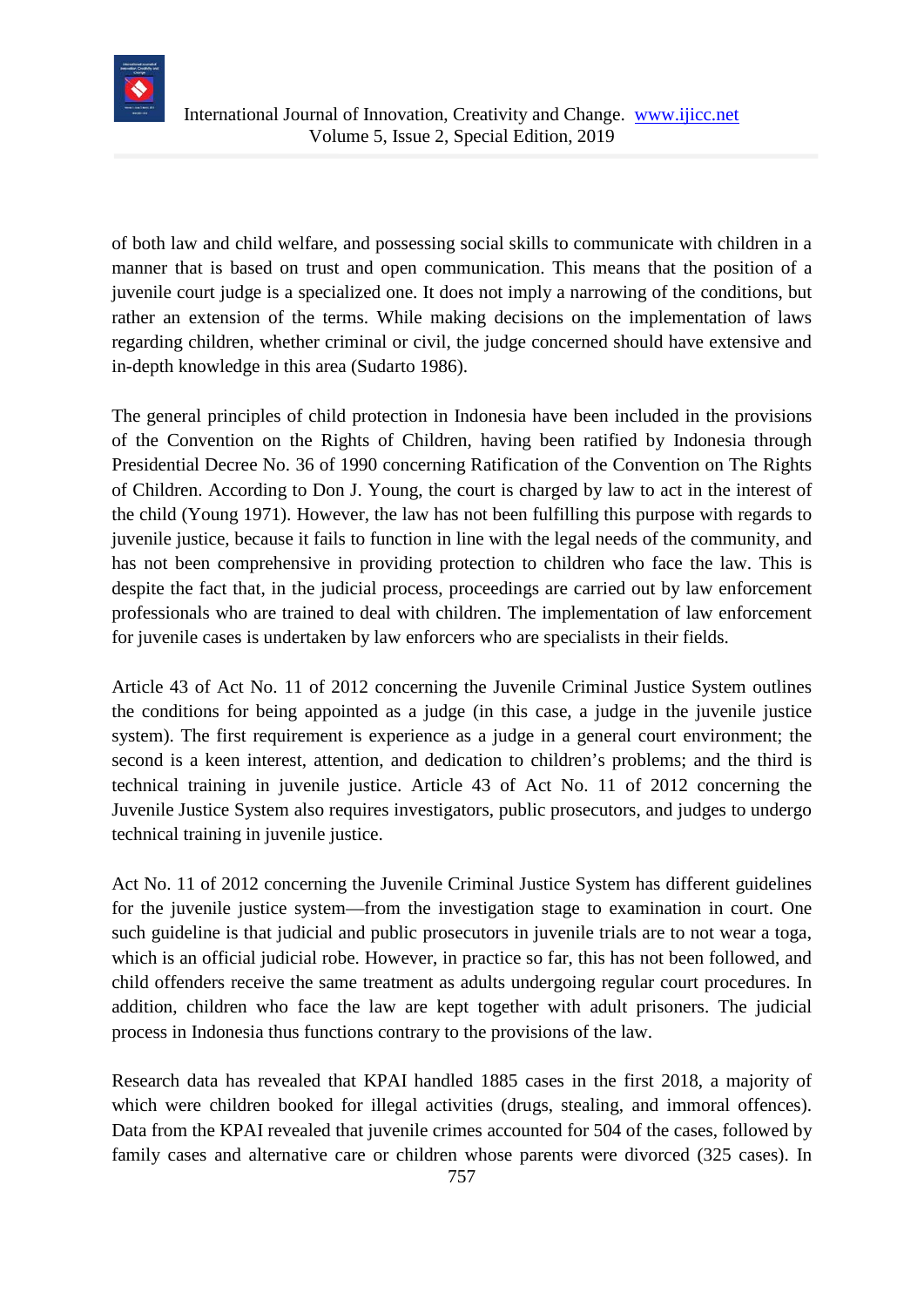of both law and child welfare, and possessing social skills to communicate with children in a manner that is based on trust and open communication. This means that the position of a juvenile court judge is a specialized one. It does not imply a narrowing of the conditions, but rather an extension of the terms. While making decisions on the implementation of laws regarding children, whether criminal or civil, the judge concerned should have extensive and in-depth knowledge in this area (Sudarto 1986).

The general principles of child protection in Indonesia have been included in the provisions of the Convention on the Rights of Children, having been ratified by Indonesia through Presidential Decree No. 36 of 1990 concerning Ratification of the Convention on The Rights of Children. According to Don J. Young, the court is charged by law to act in the interest of the child (Young 1971). However, the law has not been fulfilling this purpose with regards to juvenile justice, because it fails to function in line with the legal needs of the community, and has not been comprehensive in providing protection to children who face the law. This is despite the fact that, in the judicial process, proceedings are carried out by law enforcement professionals who are trained to deal with children. The implementation of law enforcement for juvenile cases is undertaken by law enforcers who are specialists in their fields.

Article 43 of Act No. 11 of 2012 concerning the Juvenile Criminal Justice System outlines the conditions for being appointed as a judge (in this case, a judge in the juvenile justice system). The first requirement is experience as a judge in a general court environment; the second is a keen interest, attention, and dedication to children's problems; and the third is technical training in juvenile justice. Article 43 of Act No. 11 of 2012 concerning the Juvenile Justice System also requires investigators, public prosecutors, and judges to undergo technical training in juvenile justice.

Act No. 11 of 2012 concerning the Juvenile Criminal Justice System has different guidelines for the juvenile justice system—from the investigation stage to examination in court. One such guideline is that judicial and public prosecutors in juvenile trials are to not wear a toga, which is an official judicial robe. However, in practice so far, this has not been followed, and child offenders receive the same treatment as adults undergoing regular court procedures. In addition, children who face the law are kept together with adult prisoners. The judicial process in Indonesia thus functions contrary to the provisions of the law.

Research data has revealed that KPAI handled 1885 cases in the first 2018, a majority of which were children booked for illegal activities (drugs, stealing, and immoral offences). Data from the KPAI revealed that juvenile crimes accounted for 504 of the cases, followed by family cases and alternative care or children whose parents were divorced (325 cases). In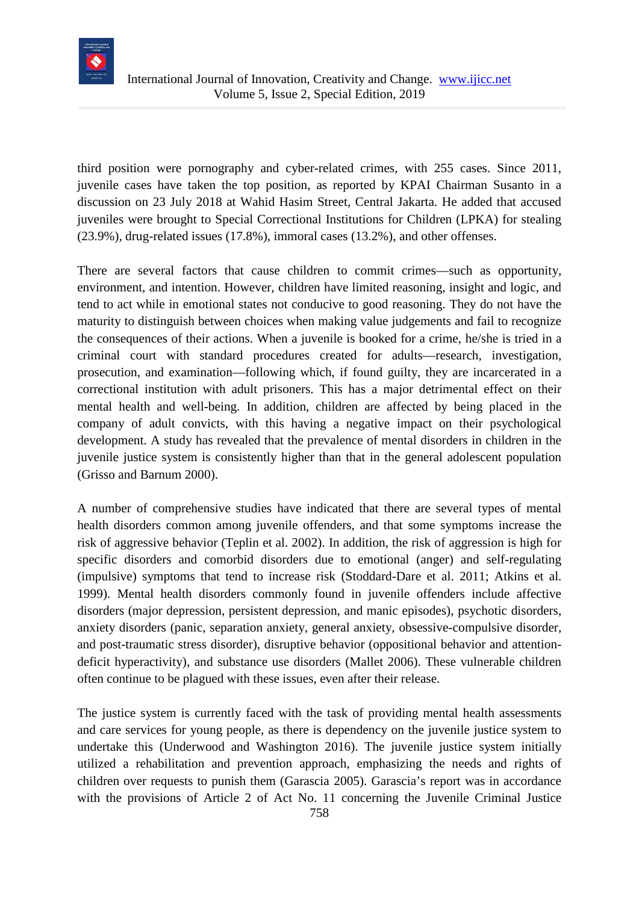third position were pornography and cyber-related crimes, with 255 cases. Since 2011, juvenile cases have taken the top position, as reported by KPAI Chairman Susanto in a discussion on 23 July 2018 at Wahid Hasim Street, Central Jakarta. He added that accused juveniles were brought to Special Correctional Institutions for Children (LPKA) for stealing (23.9%), drug-related issues (17.8%), immoral cases (13.2%), and other offenses.

There are several factors that cause children to commit crimes—such as opportunity, environment, and intention. However, children have limited reasoning, insight and logic, and tend to act while in emotional states not conducive to good reasoning. They do not have the maturity to distinguish between choices when making value judgements and fail to recognize the consequences of their actions. When a juvenile is booked for a crime, he/she is tried in a criminal court with standard procedures created for adults—research, investigation, prosecution, and examination—following which, if found guilty, they are incarcerated in a correctional institution with adult prisoners. This has a major detrimental effect on their mental health and well-being. In addition, children are affected by being placed in the company of adult convicts, with this having a negative impact on their psychological development. A study has revealed that the prevalence of mental disorders in children in the juvenile justice system is consistently higher than that in the general adolescent population (Grisso and Barnum 2000).

A number of comprehensive studies have indicated that there are several types of mental health disorders common among juvenile offenders, and that some symptoms increase the risk of aggressive behavior (Teplin et al. 2002). In addition, the risk of aggression is high for specific disorders and comorbid disorders due to emotional (anger) and self-regulating (impulsive) symptoms that tend to increase risk (Stoddard-Dare et al. 2011; Atkins et al. 1999). Mental health disorders commonly found in juvenile offenders include affective disorders (major depression, persistent depression, and manic episodes), psychotic disorders, anxiety disorders (panic, separation anxiety, general anxiety, obsessive-compulsive disorder, and post-traumatic stress disorder), disruptive behavior (oppositional behavior and attention-deficit hyperactivity), and substance use disorders (Mallet 2006). These vulnerable children often continue to be plagued with these issues, even after their release.

The justice system is currently faced with the task of providing mental health assessments and care services for young people, as there is dependency on the juvenile justice system to undertake this (Underwood and Washington 2016). The juvenile justice system initially utilized a rehabilitation and prevention approach, emphasizing the needs and rights of children over requests to punish them (Garascia 2005). Garascia's report was in accordance with the provisions of Article 2 of Act No. 11 concerning the Juvenile Criminal Justice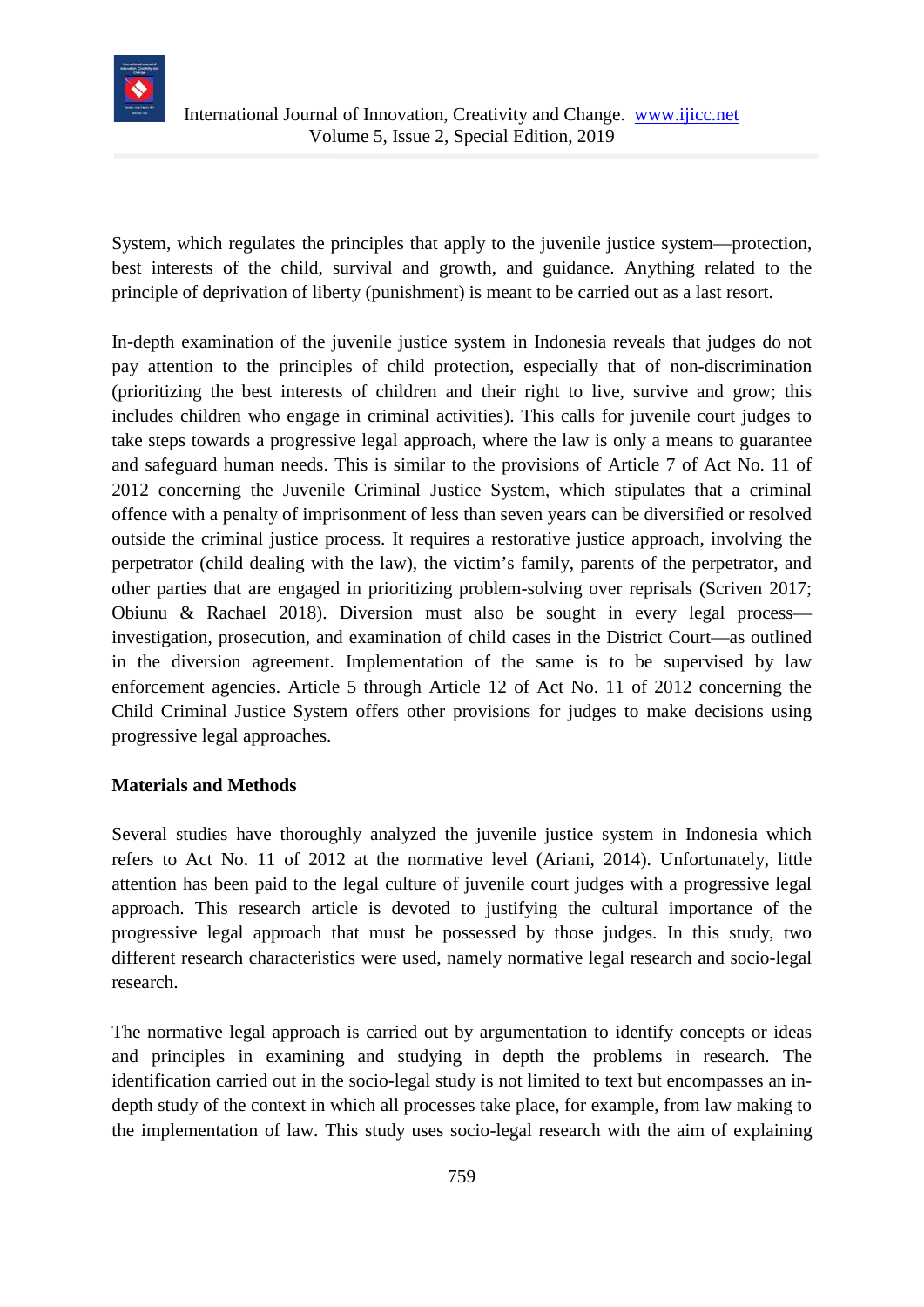System, which regulates the principles that apply to the juvenile justice system—protection, best interests of the child, survival and growth, and guidance. Anything related to the principle of deprivation of liberty (punishment) is meant to be carried out as a last resort.

In-depth examination of the juvenile justice system in Indonesia reveals that judges do not pay attention to the principles of child protection, especially that of non-discrimination (prioritizing the best interests of children and their right to live, survive and grow; this includes children who engage in criminal activities). This calls for juvenile court judges to take steps towards a progressive legal approach, where the law is only a means to guarantee and safeguard human needs. This is similar to the provisions of Article 7 of Act No. 11 of 2012 concerning the Juvenile Criminal Justice System, which stipulates that a criminal offence with a penalty of imprisonment of less than seven years can be diversified or resolved outside the criminal justice process. It requires a restorative justice approach, involving the perpetrator (child dealing with the law), the victim's family, parents of the perpetrator, and other parties that are engaged in prioritizing problem-solving over reprisals (Scriven 2017; Obiunu & Rachael 2018). Diversion must also be sought in every legal process—investigation, prosecution, and examination of child cases in the District Court—as outlined in the diversion agreement. Implementation of the same is to be supervised by law enforcement agencies. Article 5 through Article 12 of Act No. 11 of 2012 concerning the Child Criminal Justice System offers other provisions for judges to make decisions using progressive legal approaches.

## Materials and Methods

Several studies have thoroughly analyzed the juvenile justice system in Indonesia which refers to Act No. 11 of 2012 at the normative level (Ariani, 2014). Unfortunately, little attention has been paid to the legal culture of juvenile court judges with a progressive legal approach. This research article is devoted to justifying the cultural importance of the progressive legal approach that must be possessed by those judges. In this study, two different research characteristics were used, namely normative legal research and socio-legal research.

The normative legal approach is carried out by argumentation to identify concepts or ideas and principles in examining and studying in depth the problems in research. The identification carried out in the socio-legal study is not limited to text but encompasses an in-depth study of the context in which all processes take place, for example, from law making to the implementation of law. This study uses socio-legal research with the aim of explaining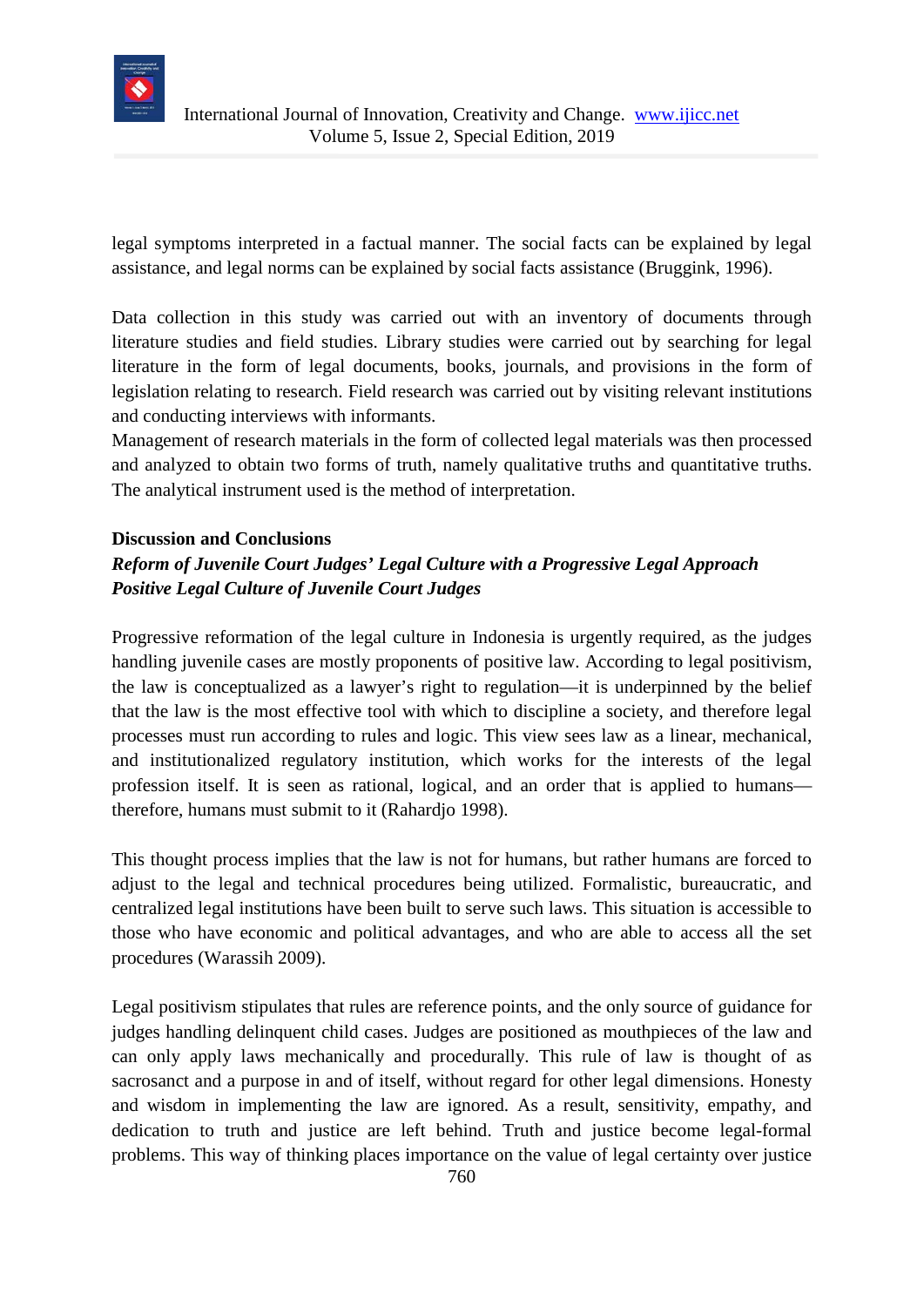legal symptoms interpreted in a factual manner. The social facts can be explained by legal assistance, and legal norms can be explained by social facts assistance (Bruggink, 1996).

Data collection in this study was carried out with an inventory of documents through literature studies and field studies. Library studies were carried out by searching for legal literature in the form of legal documents, books, journals, and provisions in the form of legislation relating to research. Field research was carried out by visiting relevant institutions and conducting interviews with informants.

Management of research materials in the form of collected legal materials was then processed and analyzed to obtain two forms of truth, namely qualitative truths and quantitative truths. The analytical instrument used is the method of interpretation.

## Discussion and Conclusions

### *Reform of Juvenile Court Judges' Legal Culture with a Progressive Legal Approach*

#### *Positive Legal Culture of Juvenile Court Judges*

Progressive reformation of the legal culture in Indonesia is urgently required, as the judges handling juvenile cases are mostly proponents of positive law. According to legal positivism, the law is conceptualized as a lawyer's right to regulation—it is underpinned by the belief that the law is the most effective tool with which to discipline a society, and therefore legal processes must run according to rules and logic. This view sees law as a linear, mechanical, and institutionalized regulatory institution, which works for the interests of the legal profession itself. It is seen as rational, logical, and an order that is applied to humans—therefore, humans must submit to it (Rahardjo 1998).

This thought process implies that the law is not for humans, but rather humans are forced to adjust to the legal and technical procedures being utilized. Formalistic, bureaucratic, and centralized legal institutions have been built to serve such laws. This situation is accessible to those who have economic and political advantages, and who are able to access all the set procedures (Warassih 2009).

Legal positivism stipulates that rules are reference points, and the only source of guidance for judges handling delinquent child cases. Judges are positioned as mouthpieces of the law and can only apply laws mechanically and procedurally. This rule of law is thought of as sacrosanct and a purpose in and of itself, without regard for other legal dimensions. Honesty and wisdom in implementing the law are ignored. As a result, sensitivity, empathy, and dedication to truth and justice are left behind. Truth and justice become legal-formal problems. This way of thinking places importance on the value of legal certainty over justice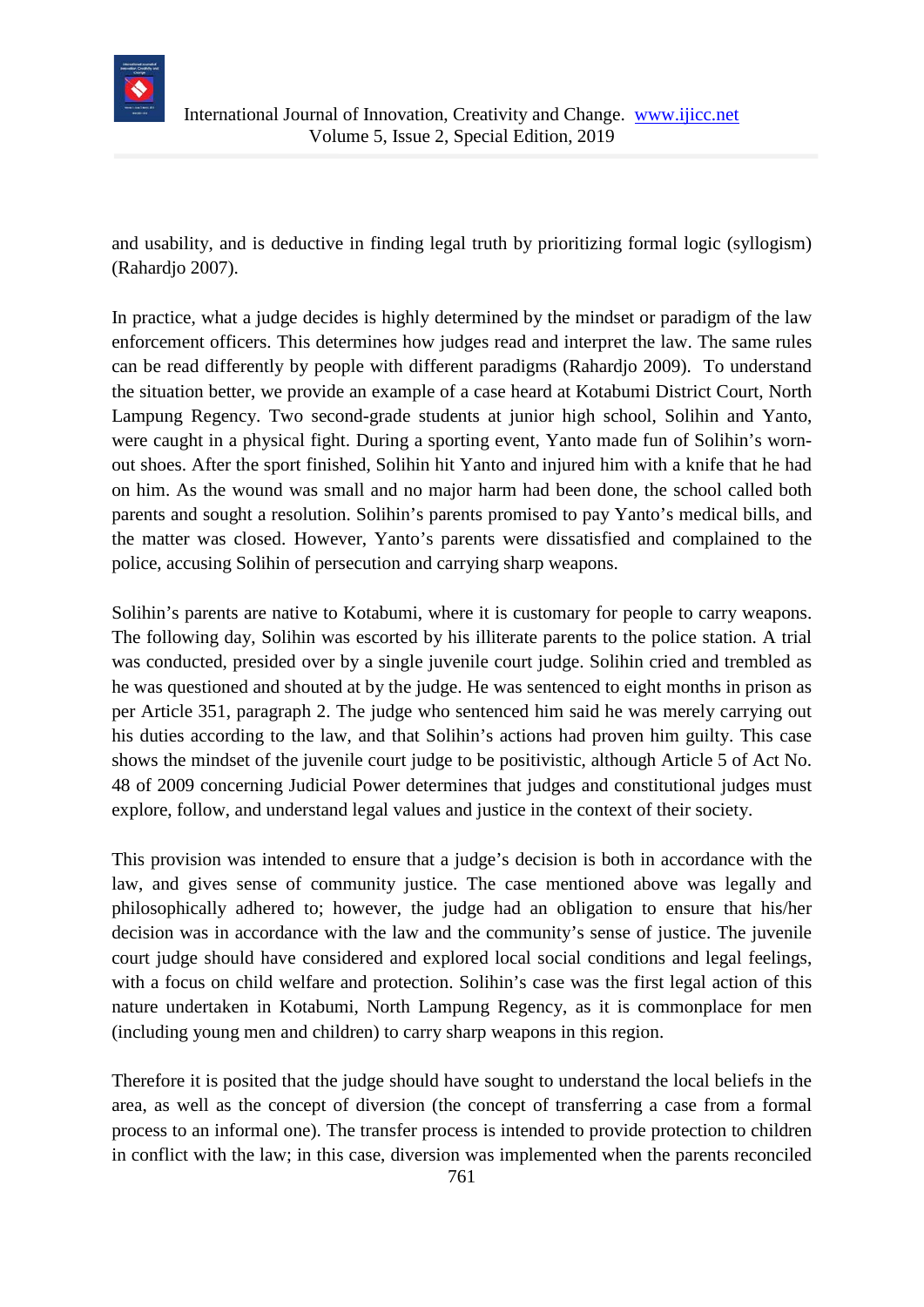and usability, and is deductive in finding legal truth by prioritizing formal logic (syllogism) (Rahardjo 2007).

In practice, what a judge decides is highly determined by the mindset or paradigm of the law enforcement officers. This determines how judges read and interpret the law. The same rules can be read differently by people with different paradigms (Rahardjo 2009). To understand the situation better, we provide an example of a case heard at Kotabumi District Court, North Lampung Regency. Two second-grade students at junior high school, Solihin and Yanto, were caught in a physical fight. During a sporting event, Yanto made fun of Solihin's worn-out shoes. After the sport finished, Solihin hit Yanto and injured him with a knife that he had on him. As the wound was small and no major harm had been done, the school called both parents and sought a resolution. Solihin's parents promised to pay Yanto's medical bills, and the matter was closed. However, Yanto's parents were dissatisfied and complained to the police, accusing Solihin of persecution and carrying sharp weapons.

Solihin's parents are native to Kotabumi, where it is customary for people to carry weapons. The following day, Solihin was escorted by his illiterate parents to the police station. A trial was conducted, presided over by a single juvenile court judge. Solihin cried and trembled as he was questioned and shouted at by the judge. He was sentenced to eight months in prison as per Article 351, paragraph 2. The judge who sentenced him said he was merely carrying out his duties according to the law, and that Solihin's actions had proven him guilty. This case shows the mindset of the juvenile court judge to be positivistic, although Article 5 of Act No. 48 of 2009 concerning Judicial Power determines that judges and constitutional judges must explore, follow, and understand legal values and justice in the context of their society.

This provision was intended to ensure that a judge's decision is both in accordance with the law, and gives sense of community justice. The case mentioned above was legally and philosophically adhered to; however, the judge had an obligation to ensure that his/her decision was in accordance with the law and the community's sense of justice. The juvenile court judge should have considered and explored local social conditions and legal feelings, with a focus on child welfare and protection. Solihin's case was the first legal action of this nature undertaken in Kotabumi, North Lampung Regency, as it is commonplace for men (including young men and children) to carry sharp weapons in this region.

Therefore it is posited that the judge should have sought to understand the local beliefs in the area, as well as the concept of diversion (the concept of transferring a case from a formal process to an informal one). The transfer process is intended to provide protection to children in conflict with the law; in this case, diversion was implemented when the parents reconciled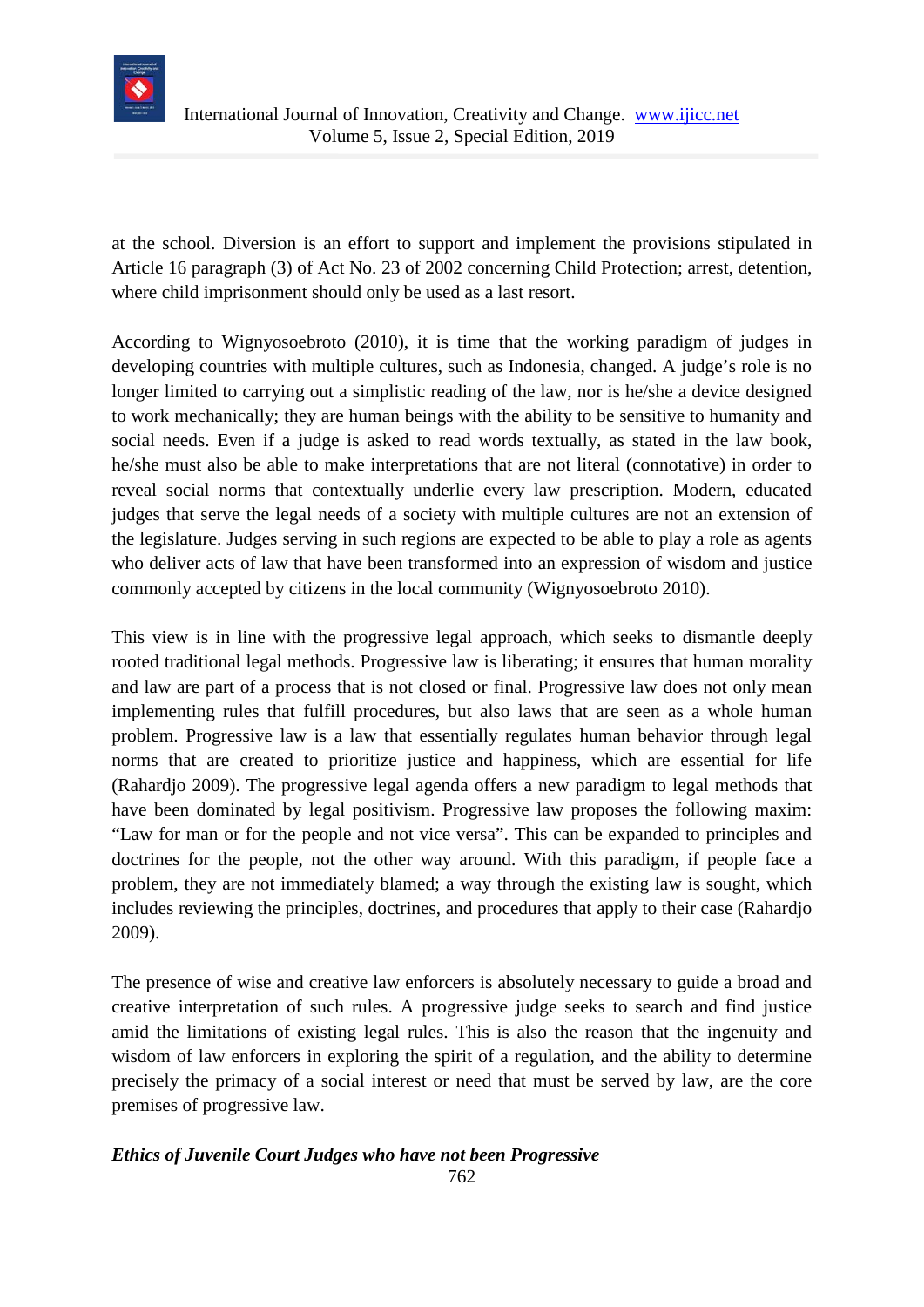at the school. Diversion is an effort to support and implement the provisions stipulated in Article 16 paragraph (3) of Act No. 23 of 2002 concerning Child Protection; arrest, detention, where child imprisonment should only be used as a last resort.

According to Wignyosoebroto (2010), it is time that the working paradigm of judges in developing countries with multiple cultures, such as Indonesia, changed. A judge's role is no longer limited to carrying out a simplistic reading of the law, nor is he/she a device designed to work mechanically; they are human beings with the ability to be sensitive to humanity and social needs. Even if a judge is asked to read words textually, as stated in the law book, he/she must also be able to make interpretations that are not literal (connotative) in order to reveal social norms that contextually underlie every law prescription. Modern, educated judges that serve the legal needs of a society with multiple cultures are not an extension of the legislature. Judges serving in such regions are expected to be able to play a role as agents who deliver acts of law that have been transformed into an expression of wisdom and justice commonly accepted by citizens in the local community (Wignyosoebroto 2010).

This view is in line with the progressive legal approach, which seeks to dismantle deeply rooted traditional legal methods. Progressive law is liberating; it ensures that human morality and law are part of a process that is not closed or final. Progressive law does not only mean implementing rules that fulfill procedures, but also laws that are seen as a whole human problem. Progressive law is a law that essentially regulates human behavior through legal norms that are created to prioritize justice and happiness, which are essential for life (Rahardjo 2009). The progressive legal agenda offers a new paradigm to legal methods that have been dominated by legal positivism. Progressive law proposes the following maxim: "Law for man or for the people and not vice versa". This can be expanded to principles and doctrines for the people, not the other way around. With this paradigm, if people face a problem, they are not immediately blamed; a way through the existing law is sought, which includes reviewing the principles, doctrines, and procedures that apply to their case (Rahardjo 2009).

The presence of wise and creative law enforcers is absolutely necessary to guide a broad and creative interpretation of such rules. A progressive judge seeks to search and find justice amid the limitations of existing legal rules. This is also the reason that the ingenuity and wisdom of law enforcers in exploring the spirit of a regulation, and the ability to determine precisely the primacy of a social interest or need that must be served by law, are the core premises of progressive law.

***Ethics of Juvenile Court Judges who have not been Progressive***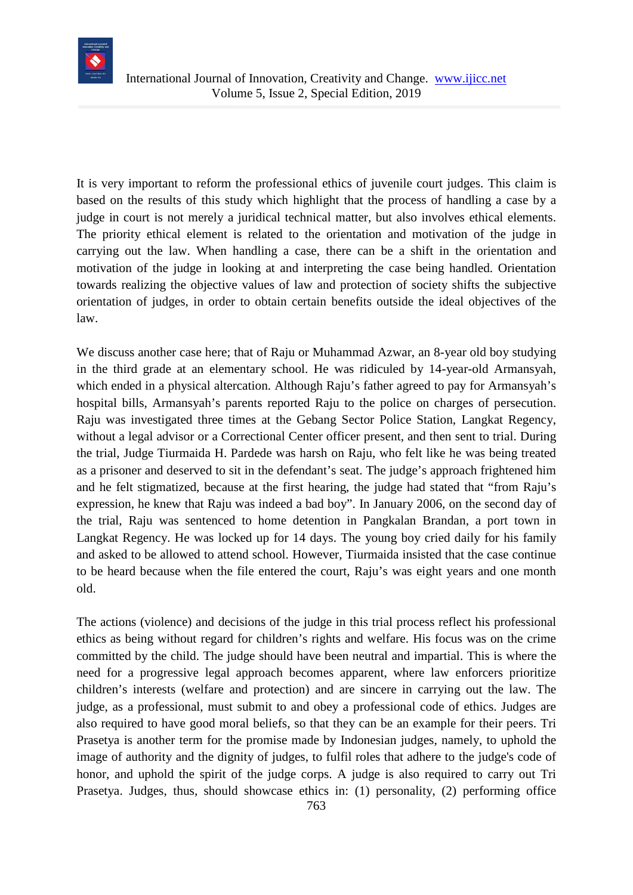It is very important to reform the professional ethics of juvenile court judges. This claim is based on the results of this study which highlight that the process of handling a case by a judge in court is not merely a juridical technical matter, but also involves ethical elements. The priority ethical element is related to the orientation and motivation of the judge in carrying out the law. When handling a case, there can be a shift in the orientation and motivation of the judge in looking at and interpreting the case being handled. Orientation towards realizing the objective values of law and protection of society shifts the subjective orientation of judges, in order to obtain certain benefits outside the ideal objectives of the law.

We discuss another case here; that of Raju or Muhammad Azwar, an 8-year old boy studying in the third grade at an elementary school. He was ridiculed by 14-year-old Armansyah, which ended in a physical altercation. Although Raju's father agreed to pay for Armansyah's hospital bills, Armansyah's parents reported Raju to the police on charges of persecution. Raju was investigated three times at the Gebang Sector Police Station, Langkat Regency, without a legal advisor or a Correctional Center officer present, and then sent to trial. During the trial, Judge Tiurmaida H. Pardede was harsh on Raju, who felt like he was being treated as a prisoner and deserved to sit in the defendant's seat. The judge's approach frightened him and he felt stigmatized, because at the first hearing, the judge had stated that "from Raju's expression, he knew that Raju was indeed a bad boy". In January 2006, on the second day of the trial, Raju was sentenced to home detention in Pangkalan Brandan, a port town in Langkat Regency. He was locked up for 14 days. The young boy cried daily for his family and asked to be allowed to attend school. However, Tiurmaida insisted that the case continue to be heard because when the file entered the court, Raju's was eight years and one month old.

The actions (violence) and decisions of the judge in this trial process reflect his professional ethics as being without regard for children's rights and welfare. His focus was on the crime committed by the child. The judge should have been neutral and impartial. This is where the need for a progressive legal approach becomes apparent, where law enforcers prioritize children's interests (welfare and protection) and are sincere in carrying out the law. The judge, as a professional, must submit to and obey a professional code of ethics. Judges are also required to have good moral beliefs, so that they can be an example for their peers. Tri Prasetya is another term for the promise made by Indonesian judges, namely, to uphold the image of authority and the dignity of judges, to fulfil roles that adhere to the judge's code of honor, and uphold the spirit of the judge corps. A judge is also required to carry out Tri Prasetya. Judges, thus, should showcase ethics in: (1) personality, (2) performing office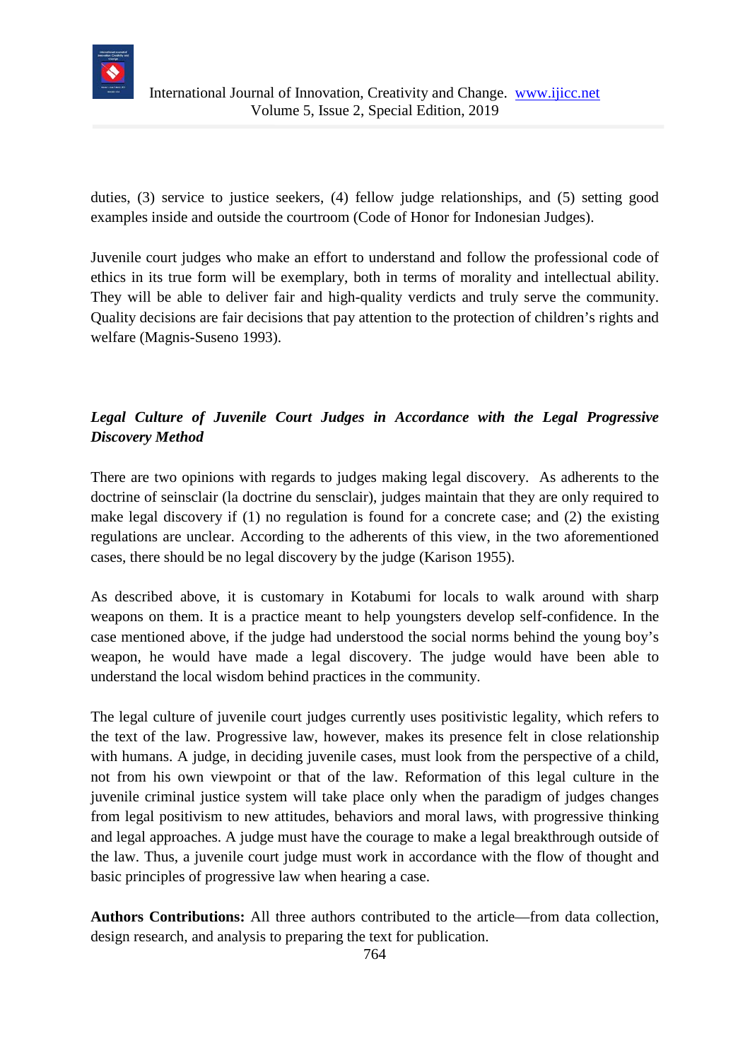duties, (3) service to justice seekers, (4) fellow judge relationships, and (5) setting good examples inside and outside the courtroom (Code of Honor for Indonesian Judges).

Juvenile court judges who make an effort to understand and follow the professional code of ethics in its true form will be exemplary, both in terms of morality and intellectual ability. They will be able to deliver fair and high-quality verdicts and truly serve the community. Quality decisions are fair decisions that pay attention to the protection of children's rights and welfare (Magnis-Suseno 1993).

### *Legal Culture of Juvenile Court Judges in Accordance with the Legal Progressive Discovery Method*

There are two opinions with regards to judges making legal discovery. As adherents to the doctrine of seinsclair (la doctrine du sensclair), judges maintain that they are only required to make legal discovery if (1) no regulation is found for a concrete case; and (2) the existing regulations are unclear. According to the adherents of this view, in the two aforementioned cases, there should be no legal discovery by the judge (Karison 1955).

As described above, it is customary in Kotabumi for locals to walk around with sharp weapons on them. It is a practice meant to help youngsters develop self-confidence. In the case mentioned above, if the judge had understood the social norms behind the young boy's weapon, he would have made a legal discovery. The judge would have been able to understand the local wisdom behind practices in the community.

The legal culture of juvenile court judges currently uses positivistic legality, which refers to the text of the law. Progressive law, however, makes its presence felt in close relationship with humans. A judge, in deciding juvenile cases, must look from the perspective of a child, not from his own viewpoint or that of the law. Reformation of this legal culture in the juvenile criminal justice system will take place only when the paradigm of judges changes from legal positivism to new attitudes, behaviors and moral laws, with progressive thinking and legal approaches. A judge must have the courage to make a legal breakthrough outside of the law. Thus, a juvenile court judge must work in accordance with the flow of thought and basic principles of progressive law when hearing a case.

**Authors Contributions:** All three authors contributed to the article—from data collection, design research, and analysis to preparing the text for publication.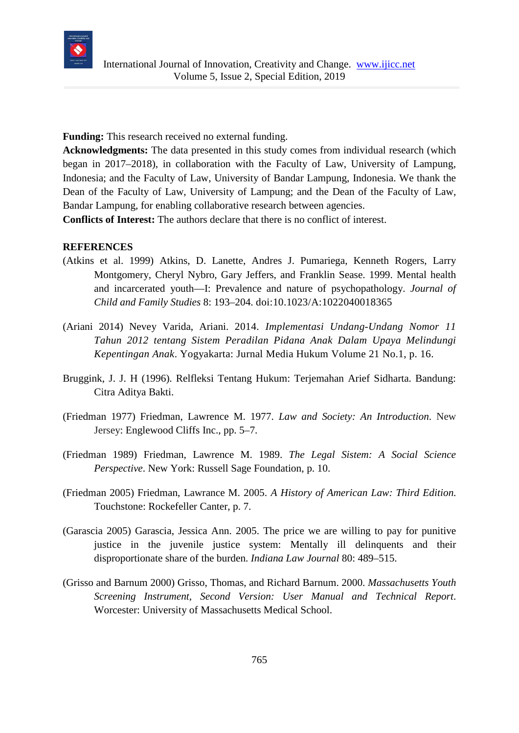**Funding:** This research received no external funding.

**Acknowledgments:** The data presented in this study comes from individual research (which began in 2017–2018), in collaboration with the Faculty of Law, University of Lampung, Indonesia; and the Faculty of Law, University of Bandar Lampung, Indonesia. We thank the Dean of the Faculty of Law, University of Lampung; and the Dean of the Faculty of Law, Bandar Lampung, for enabling collaborative research between agencies.

**Conflicts of Interest:** The authors declare that there is no conflict of interest.

**REFERENCES**

(Atkins et al. 1999) Atkins, D. Lanette, Andres J. Pumariega, Kenneth Rogers, Larry Montgomery, Cheryl Nybro, Gary Jeffers, and Franklin Sease. 1999. Mental health and incarcerated youth—I: Prevalence and nature of psychopathology. *Journal of Child and Family Studies* 8: 193–204. doi:10.1023/A:1022040018365

(Ariani 2014) Nevey Varida, Ariani. 2014. *Implementasi Undang-Undang Nomor 11 Tahun 2012 tentang Sistem Peradilan Pidana Anak Dalam Upaya Melindungi Kepentingan Anak*. Yogyakarta: Jurnal Media Hukum Volume 21 No.1, p. 16.

Bruggink, J. J. H (1996). Relfleksi Tentang Hukum: Terjemahan Arief Sidharta. Bandung: Citra Aditya Bakti.

(Friedman 1977) Friedman, Lawrence M. 1977. *Law and Society: An Introduction*. New Jersey: Englewood Cliffs Inc., pp. 5–7.

(Friedman 1989) Friedman, Lawrence M. 1989. *The Legal Sistem: A Social Science Perspective*. New York: Russell Sage Foundation, p. 10.

(Friedman 2005) Friedman, Lawrance M. 2005. *A History of American Law: Third Edition.* Touchstone: Rockefeller Canter, p. 7.

(Garascia 2005) Garascia, Jessica Ann. 2005. The price we are willing to pay for punitive justice in the juvenile justice system: Mentally ill delinquents and their disproportionate share of the burden. *Indiana Law Journal* 80: 489–515.

(Grisso and Barnum 2000) Grisso, Thomas, and Richard Barnum. 2000. *Massachusetts Youth Screening Instrument, Second Version: User Manual and Technical Report*. Worcester: University of Massachusetts Medical School.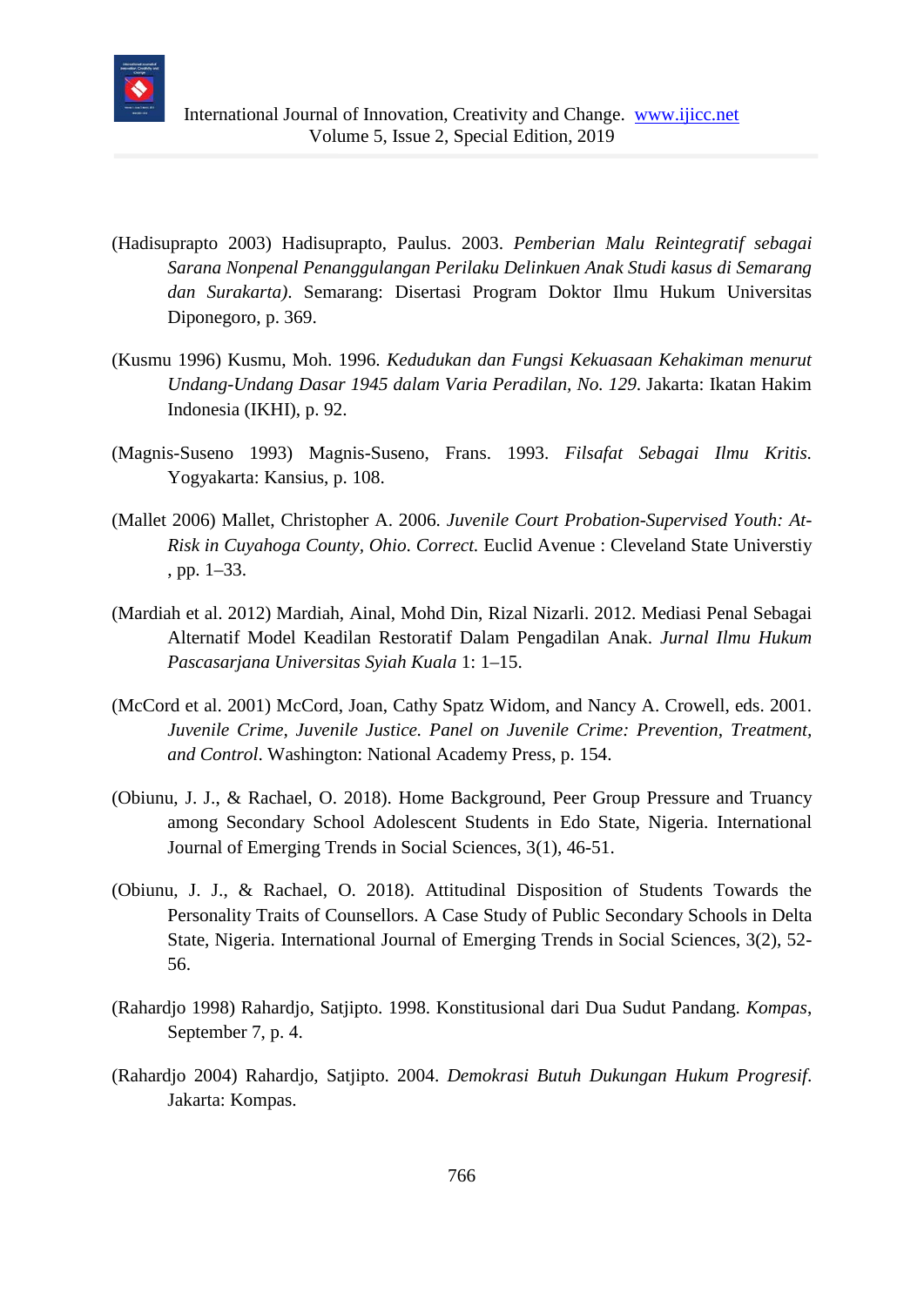(Hadisuprapto 2003) Hadisuprapto, Paulus. 2003. *Pemberian Malu Reintegratif sebagai Sarana Nonpenal Penanggulangan Perilaku Delinkuen Anak Studi kasus di Semarang dan Surakarta)*. Semarang: Disertasi Program Doktor Ilmu Hukum Universitas Diponegoro, p. 369.

(Kusmu 1996) Kusmu, Moh. 1996. *Kedudukan dan Fungsi Kekuasaan Kehakiman menurut Undang-Undang Dasar 1945 dalam Varia Peradilan, No. 129*. Jakarta: Ikatan Hakim Indonesia (IKHI), p. 92.

(Magnis-Suseno 1993) Magnis-Suseno, Frans. 1993. *Filsafat Sebagai Ilmu Kritis.* Yogyakarta: Kansius, p. 108.

(Mallet 2006) Mallet, Christopher A. 2006. *Juvenile Court Probation-Supervised Youth: At-Risk in Cuyahoga County, Ohio. Correct.* Euclid Avenue : Cleveland State Universtiy , pp. 1–33.

(Mardiah et al. 2012) Mardiah, Ainal, Mohd Din, Rizal Nizarli. 2012. Mediasi Penal Sebagai Alternatif Model Keadilan Restoratif Dalam Pengadilan Anak. *Jurnal Ilmu Hukum Pascasarjana Universitas Syiah Kuala* 1: 1–15.

(McCord et al. 2001) McCord, Joan, Cathy Spatz Widom, and Nancy A. Crowell, eds. 2001. *Juvenile Crime, Juvenile Justice. Panel on Juvenile Crime: Prevention, Treatment, and Control*. Washington: National Academy Press, p. 154.

(Obiunu, J. J., & Rachael, O. 2018). Home Background, Peer Group Pressure and Truancy among Secondary School Adolescent Students in Edo State, Nigeria. International Journal of Emerging Trends in Social Sciences, 3(1), 46-51.

(Obiunu, J. J., & Rachael, O. 2018). Attitudinal Disposition of Students Towards the Personality Traits of Counsellors. A Case Study of Public Secondary Schools in Delta State, Nigeria. International Journal of Emerging Trends in Social Sciences, 3(2), 52-56.

(Rahardjo 1998) Rahardjo, Satjipto. 1998. Konstitusional dari Dua Sudut Pandang. *Kompas*, September 7, p. 4.

(Rahardjo 2004) Rahardjo, Satjipto. 2004. *Demokrasi Butuh Dukungan Hukum Progresif*. Jakarta: Kompas.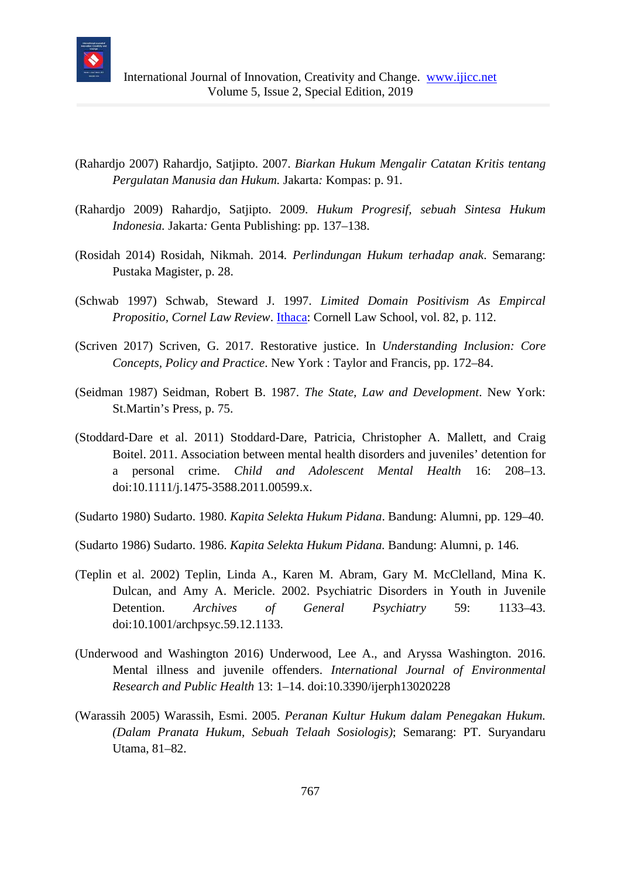(Rahardjo 2007) Rahardjo, Satjipto. 2007. *Biarkan Hukum Mengalir Catatan Kritis tentang Pergulatan Manusia dan Hukum.* Jakarta*:* Kompas: p. 91.

(Rahardjo 2009) Rahardjo, Satjipto. 2009. *Hukum Progresif, sebuah Sintesa Hukum Indonesia.* Jakarta*:* Genta Publishing: pp. 137–138.

(Rosidah 2014) Rosidah, Nikmah. 2014*. Perlindungan Hukum terhadap anak*. Semarang: Pustaka Magister, p. 28.

(Schwab 1997) Schwab, Steward J. 1997. *Limited Domain Positivism As Empircal Propositio, Cornel Law Review*. Ithaca: Cornell Law School, vol. 82, p. 112.

(Scriven 2017) Scriven, G. 2017. Restorative justice. In *Understanding Inclusion: Core Concepts, Policy and Practice*. New York : Taylor and Francis, pp. 172–84.

(Seidman 1987) Seidman, Robert B. 1987. *The State, Law and Development*. New York: St.Martin's Press, p. 75.

(Stoddard-Dare et al. 2011) Stoddard-Dare, Patricia, Christopher A. Mallett, and Craig Boitel. 2011. Association between mental health disorders and juveniles' detention for a personal crime. *Child and Adolescent Mental Health* 16: 208–13. doi:10.1111/j.1475-3588.2011.00599.x.

(Sudarto 1980) Sudarto. 1980. *Kapita Selekta Hukum Pidana*. Bandung: Alumni, pp. 129–40.

(Sudarto 1986) Sudarto. 1986. *Kapita Selekta Hukum Pidana.* Bandung: Alumni, p. 146.

(Teplin et al. 2002) Teplin, Linda A., Karen M. Abram, Gary M. McClelland, Mina K. Dulcan, and Amy A. Mericle. 2002. Psychiatric Disorders in Youth in Juvenile Detention. *Archives of General Psychiatry* 59: 1133–43. doi:10.1001/archpsyc.59.12.1133.

(Underwood and Washington 2016) Underwood, Lee A., and Aryssa Washington. 2016. Mental illness and juvenile offenders. *International Journal of Environmental Research and Public Health* 13: 1–14. doi:10.3390/ijerph13020228

(Warassih 2005) Warassih, Esmi. 2005. *Peranan Kultur Hukum dalam Penegakan Hukum. (Dalam Pranata Hukum, Sebuah Telaah Sosiologis)*; Semarang: PT. Suryandaru Utama, 81–82.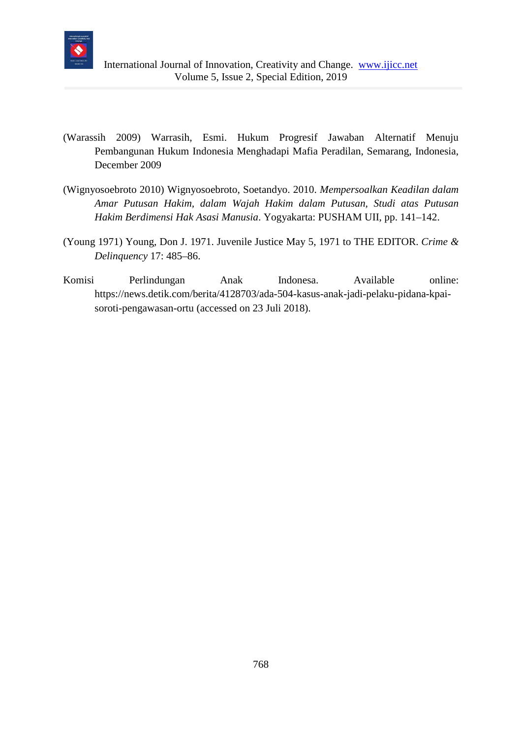(Warassih 2009) Warrasih, Esmi. Hukum Progresif Jawaban Alternatif Menuju Pembangunan Hukum Indonesia Menghadapi Mafia Peradilan, Semarang, Indonesia, December 2009

(Wignyosoebroto 2010) Wignyosoebroto, Soetandyo. 2010. *Mempersoalkan Keadilan dalam Amar Putusan Hakim, dalam Wajah Hakim dalam Putusan, Studi atas Putusan Hakim Berdimensi Hak Asasi Manusia*. Yogyakarta: PUSHAM UII, pp. 141–142.

(Young 1971) Young, Don J. 1971. Juvenile Justice May 5, 1971 to THE EDITOR. *Crime & Delinquency* 17: 485–86.

Komisi Perlindungan Anak Indonesa. Available online: https://news.detik.com/berita/4128703/ada-504-kasus-anak-jadi-pelaku-pidana-kpai-soroti-pengawasan-ortu (accessed on 23 Juli 2018).